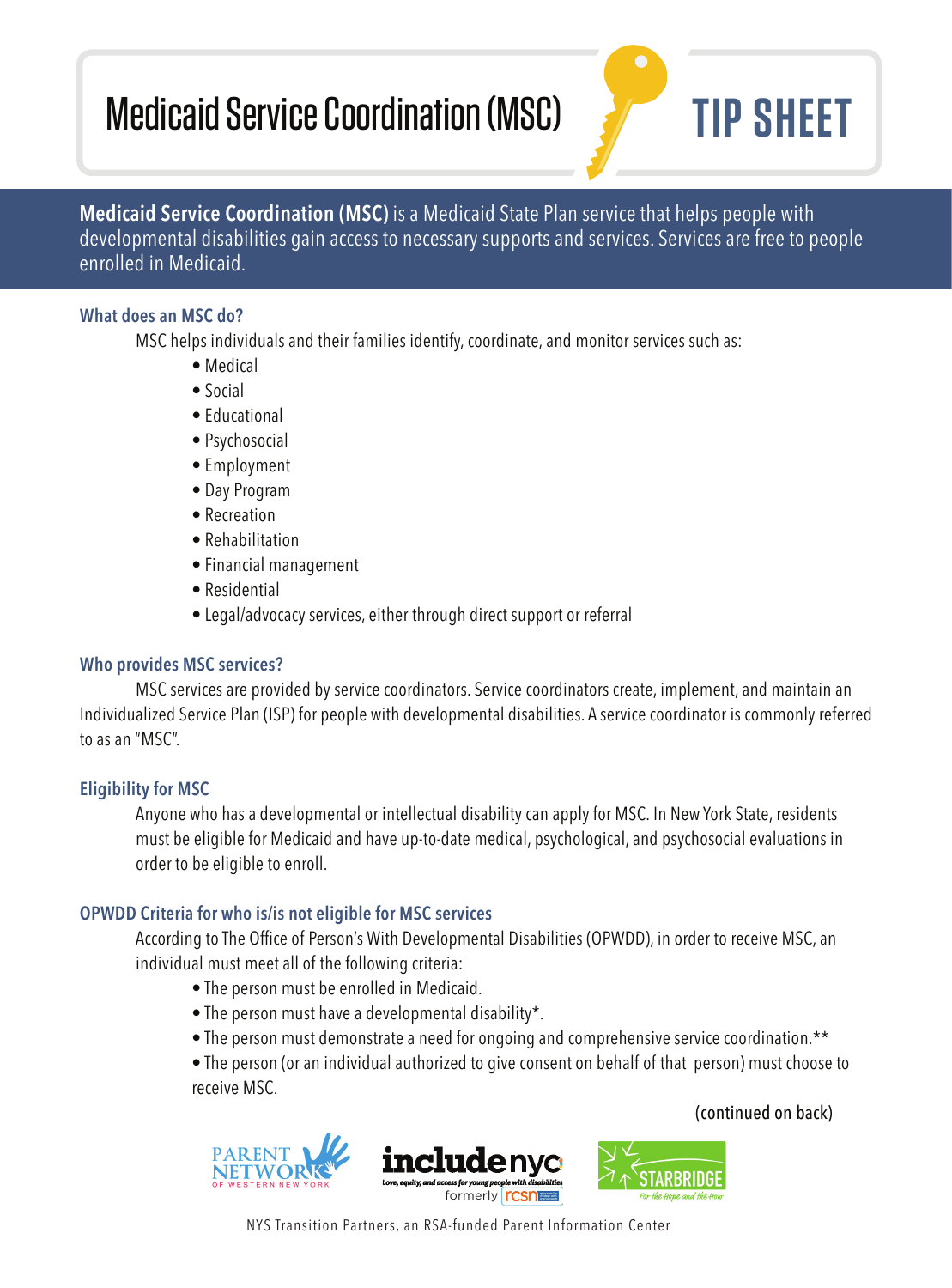# Medicaid Service Coordination (MSC) TIP SHEET

**Medicaid Service Coordination (MSC)** is a Medicaid State Plan service that helps people with developmental disabilities gain access to necessary supports and services. Services are free to people enrolled in Medicaid.

## What does an MSC do?

MSC helps individuals and their families identify, coordinate, and monitor services such as:

- Medical
- Social
- Educational
- Psychosocial
- Employment
- Day Program
- Recreation
- Rehabilitation
- Financial management
- Residential
- Legal/advocacy services, either through direct support or referral

## Who provides MSC services?

MSC services are provided by service coordinators. Service coordinators create, implement, and maintain an Individualized Service Plan (ISP) for people with developmental disabilities. A service coordinator is commonly referred to as an "MSC".

## Eligibility for MSC

Anyone who has a developmental or intellectual disability can apply for MSC. In New York State, residents must be eligible for Medicaid and have up-to-date medical, psychological, and psychosocial evaluations in order to be eligible to enroll.

## OPWDD Criteria for who is/is not eligible for MSC services

According to The Office of Person's With Developmental Disabilities (OPWDD), in order to receive MSC, an individual must meet all of the following criteria:

- The person must be enrolled in Medicaid.
- The person must have a developmental disability*.
- The person must demonstrate a need for ongoing and comprehensive service coordination.**
- The person (or an individual authorized to give consent on behalf of that person) must choose to receive MSC.

(continued on back)

PARENT NETWORK OF WESTERN NEW YORK | includenyc — Love, equity, and access for young people with disabilities — formerly rcsn | STARBRIDGE — For the Hope and the How

NYS Transition Partners, an RSA-funded Parent Information Center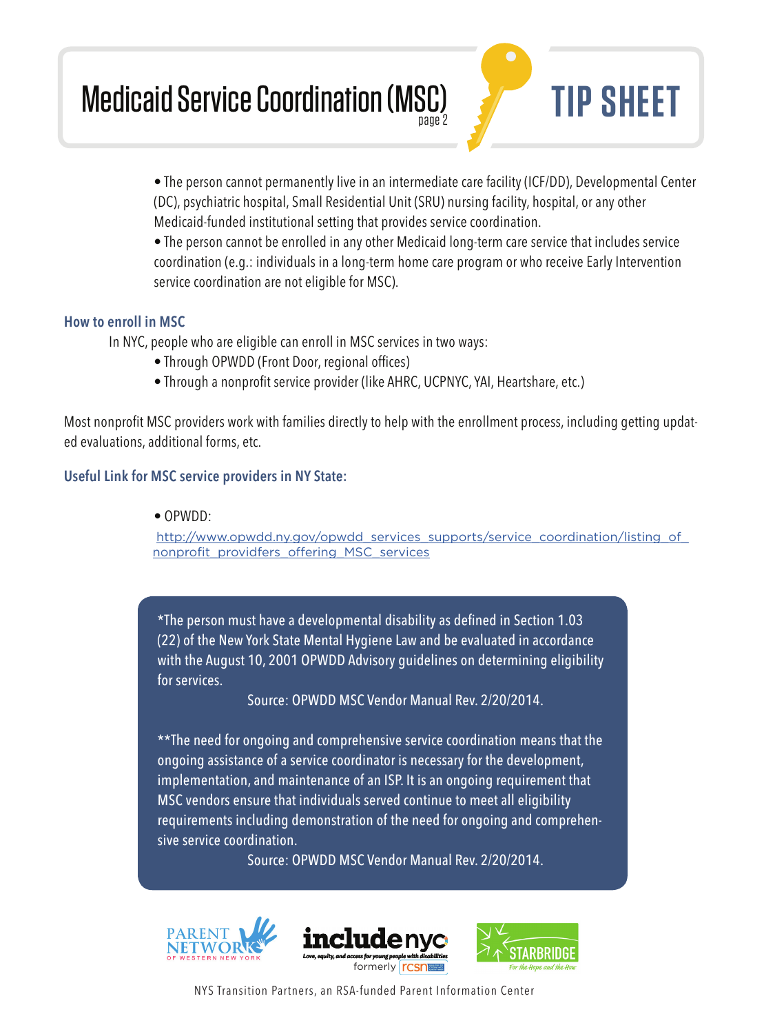# Medicaid Service Coordination (MSC) TIP SHEET

- The person cannot permanently live in an intermediate care facility (ICF/DD), Developmental Center (DC), psychiatric hospital, Small Residential Unit (SRU) nursing facility, hospital, or any other Medicaid-funded institutional setting that provides service coordination.
- The person cannot be enrolled in any other Medicaid long-term care service that includes service coordination (e.g.: individuals in a long-term home care program or who receive Early Intervention service coordination are not eligible for MSC).

### How to enroll in MSC

In NYC, people who are eligible can enroll in MSC services in two ways:

- Through OPWDD (Front Door, regional offices)
- Through a nonprofit service provider (like AHRC, UCPNYC, YAI, Heartshare, etc.)

Most nonprofit MSC providers work with families directly to help with the enrollment process, including getting updated evaluations, additional forms, etc.

### Useful Link for MSC service providers in NY State:

- OPWDD:
  http://www.opwdd.ny.gov/opwdd_services_supports/service_coordination/listing_of_nonprofit_providfers_offering_MSC_services

*The person must have a developmental disability as defined in Section 1.03 (22) of the New York State Mental Hygiene Law and be evaluated in accordance with the August 10, 2001 OPWDD Advisory guidelines on determining eligibility for services.

Source: OPWDD MSC Vendor Manual Rev. 2/20/2014.

**The need for ongoing and comprehensive service coordination means that the ongoing assistance of a service coordinator is necessary for the development, implementation, and maintenance of an ISP. It is an ongoing requirement that MSC vendors ensure that individuals served continue to meet all eligibility requirements including demonstration of the need for ongoing and comprehensive service coordination.

Source: OPWDD MSC Vendor Manual Rev. 2/20/2014.

PARENT NETWORK OF WESTERN NEW YORK | includenyc — Love, equity, and access for young people with disabilities — formerly rcsn | STARBRIDGE — For the Hope and the How

NYS Transition Partners, an RSA-funded Parent Information Center